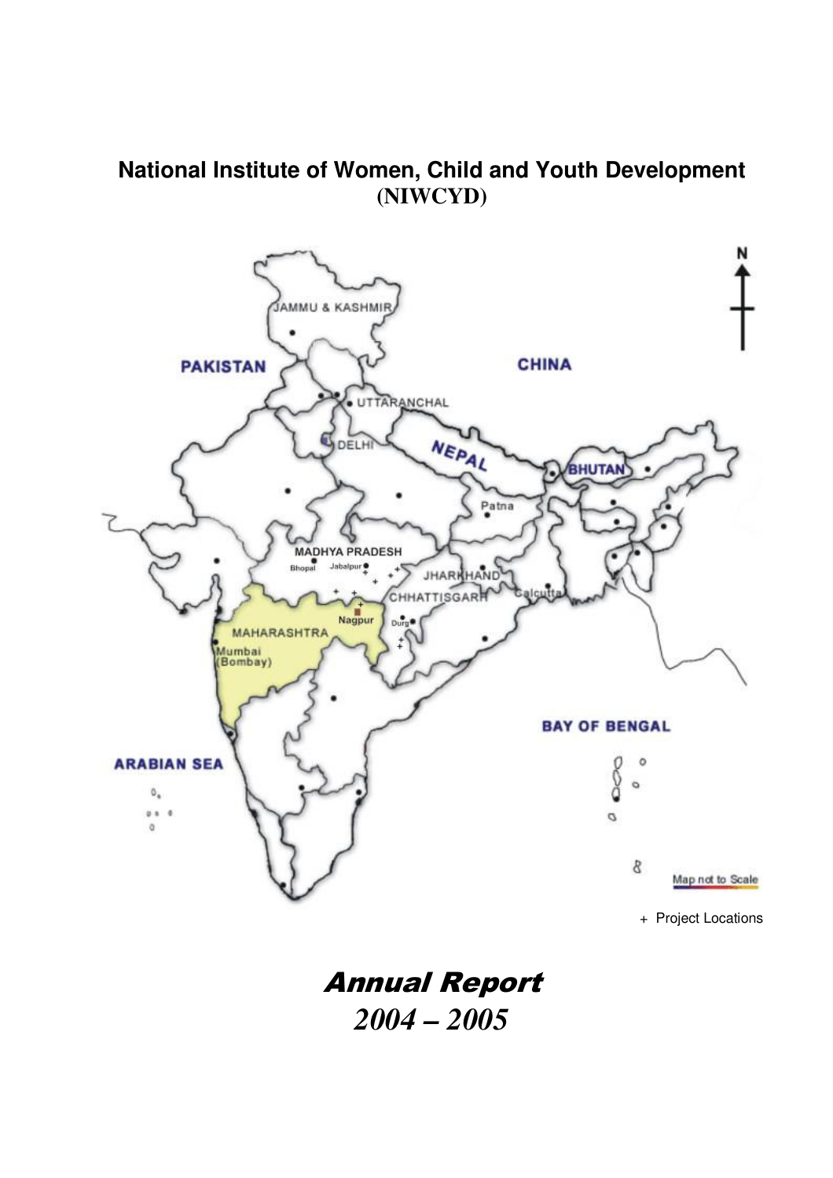# National Institute of Women, Child and Youth Development
**(NIWCYD)**

+ Project Locations

# *Annual Report*
## *2004 – 2005*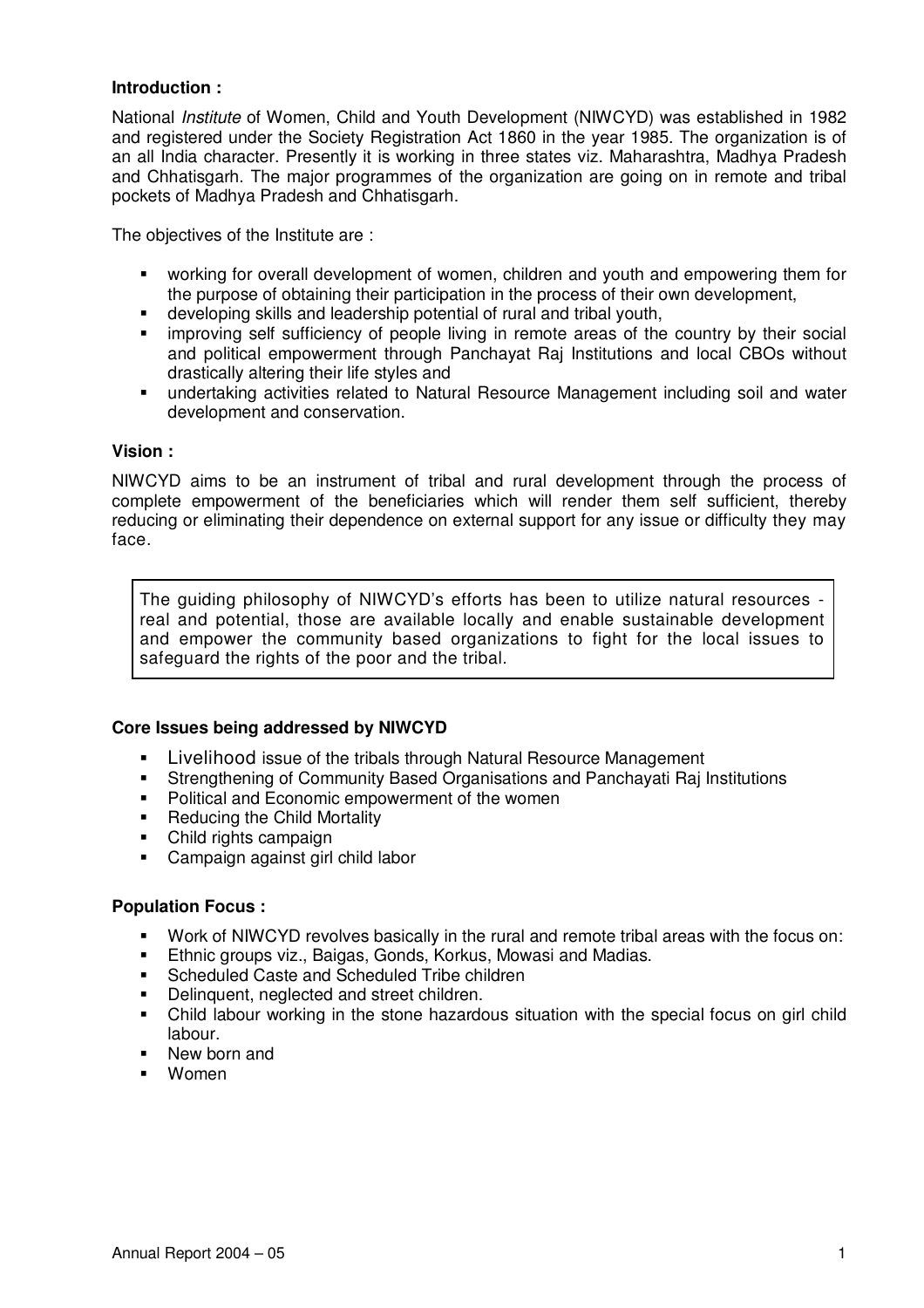**Introduction :**

National *Institute* of Women, Child and Youth Development (NIWCYD) was established in 1982 and registered under the Society Registration Act 1860 in the year 1985. The organization is of an all India character. Presently it is working in three states viz. Maharashtra, Madhya Pradesh and Chhatisgarh. The major programmes of the organization are going on in remote and tribal pockets of Madhya Pradesh and Chhatisgarh.

The objectives of the Institute are :

- working for overall development of women, children and youth and empowering them for the purpose of obtaining their participation in the process of their own development,
- developing skills and leadership potential of rural and tribal youth,
- improving self sufficiency of people living in remote areas of the country by their social and political empowerment through Panchayat Raj Institutions and local CBOs without drastically altering their life styles and
- undertaking activities related to Natural Resource Management including soil and water development and conservation.

**Vision :**

NIWCYD aims to be an instrument of tribal and rural development through the process of complete empowerment of the beneficiaries which will render them self sufficient, thereby reducing or eliminating their dependence on external support for any issue or difficulty they may face.

> The guiding philosophy of NIWCYD's efforts has been to utilize natural resources - real and potential, those are available locally and enable sustainable development and empower the community based organizations to fight for the local issues to safeguard the rights of the poor and the tribal.

**Core Issues being addressed by NIWCYD**

- Livelihood issue of the tribals through Natural Resource Management
- Strengthening of Community Based Organisations and Panchayati Raj Institutions
- Political and Economic empowerment of the women
- Reducing the Child Mortality
- Child rights campaign
- Campaign against girl child labor

**Population Focus :**

- Work of NIWCYD revolves basically in the rural and remote tribal areas with the focus on:
- Ethnic groups viz., Baigas, Gonds, Korkus, Mowasi and Madias.
- Scheduled Caste and Scheduled Tribe children
- Delinquent, neglected and street children.
- Child labour working in the stone hazardous situation with the special focus on girl child labour.
- New born and
- Women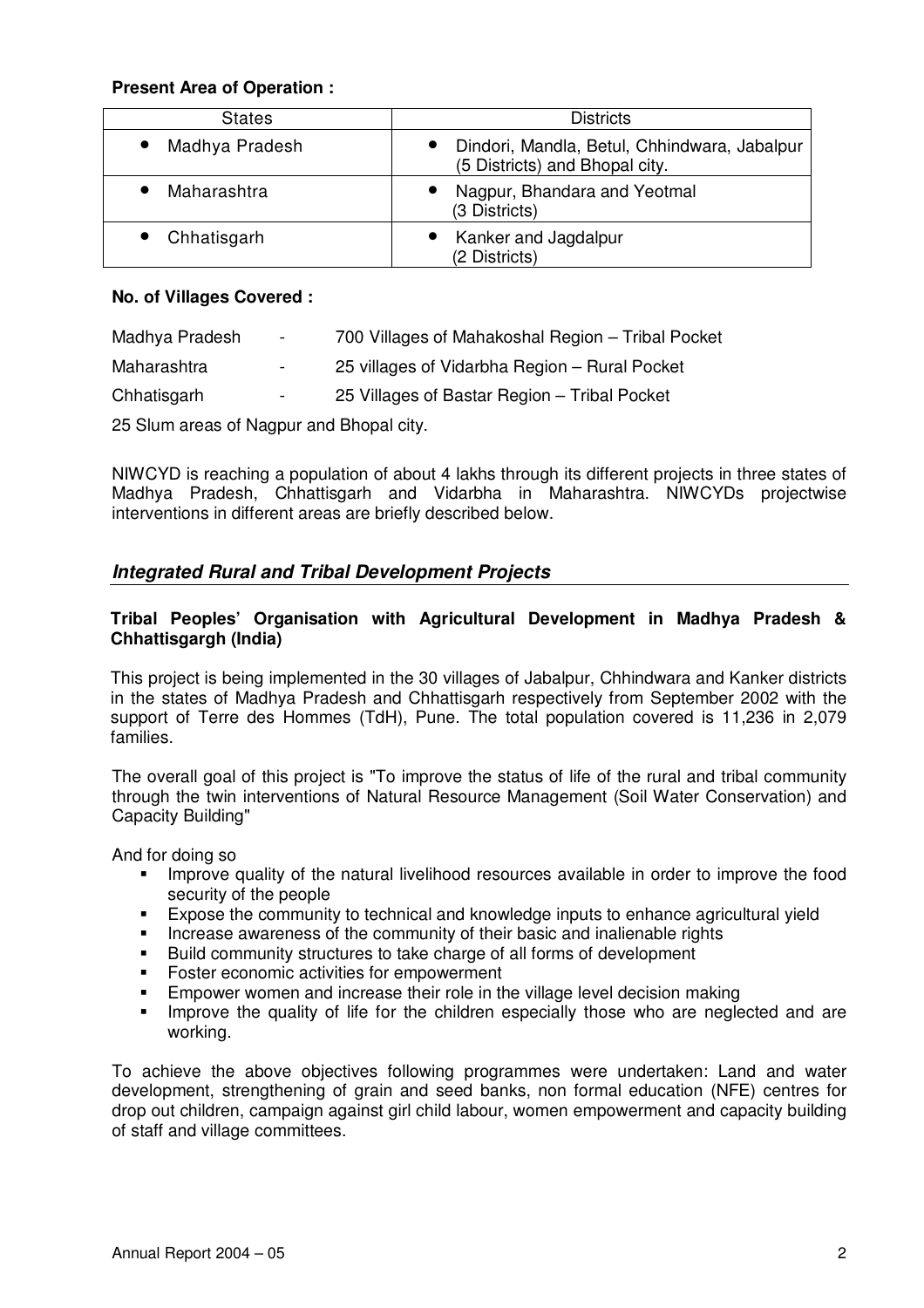**Present Area of Operation :**

| States | Districts |
|---|---|
| • Madhya Pradesh | • Dindori, Mandla, Betul, Chhindwara, Jabalpur (5 Districts) and Bhopal city. |
| • Maharashtra | • Nagpur, Bhandara and Yeotmal (3 Districts) |
| • Chhatisgarh | • Kanker and Jagdalpur (2 Districts) |

**No. of Villages Covered :**

Madhya Pradesh - 700 Villages of Mahakoshal Region – Tribal Pocket

Maharashtra - 25 villages of Vidarbha Region – Rural Pocket

Chhatisgarh - 25 Villages of Bastar Region – Tribal Pocket

25 Slum areas of Nagpur and Bhopal city.

NIWCYD is reaching a population of about 4 lakhs through its different projects in three states of Madhya Pradesh, Chhattisgarh and Vidarbha in Maharashtra. NIWCYDs projectwise interventions in different areas are briefly described below.

## *Integrated Rural and Tribal Development Projects*

### Tribal Peoples' Organisation with Agricultural Development in Madhya Pradesh & Chhattisgargh (India)

This project is being implemented in the 30 villages of Jabalpur, Chhindwara and Kanker districts in the states of Madhya Pradesh and Chhattisgarh respectively from September 2002 with the support of Terre des Hommes (TdH), Pune. The total population covered is 11,236 in 2,079 families.

The overall goal of this project is "To improve the status of life of the rural and tribal community through the twin interventions of Natural Resource Management (Soil Water Conservation) and Capacity Building"

And for doing so

- Improve quality of the natural livelihood resources available in order to improve the food security of the people
- Expose the community to technical and knowledge inputs to enhance agricultural yield
- Increase awareness of the community of their basic and inalienable rights
- Build community structures to take charge of all forms of development
- Foster economic activities for empowerment
- Empower women and increase their role in the village level decision making
- Improve the quality of life for the children especially those who are neglected and are working.

To achieve the above objectives following programmes were undertaken: Land and water development, strengthening of grain and seed banks, non formal education (NFE) centres for drop out children, campaign against girl child labour, women empowerment and capacity building of staff and village committees.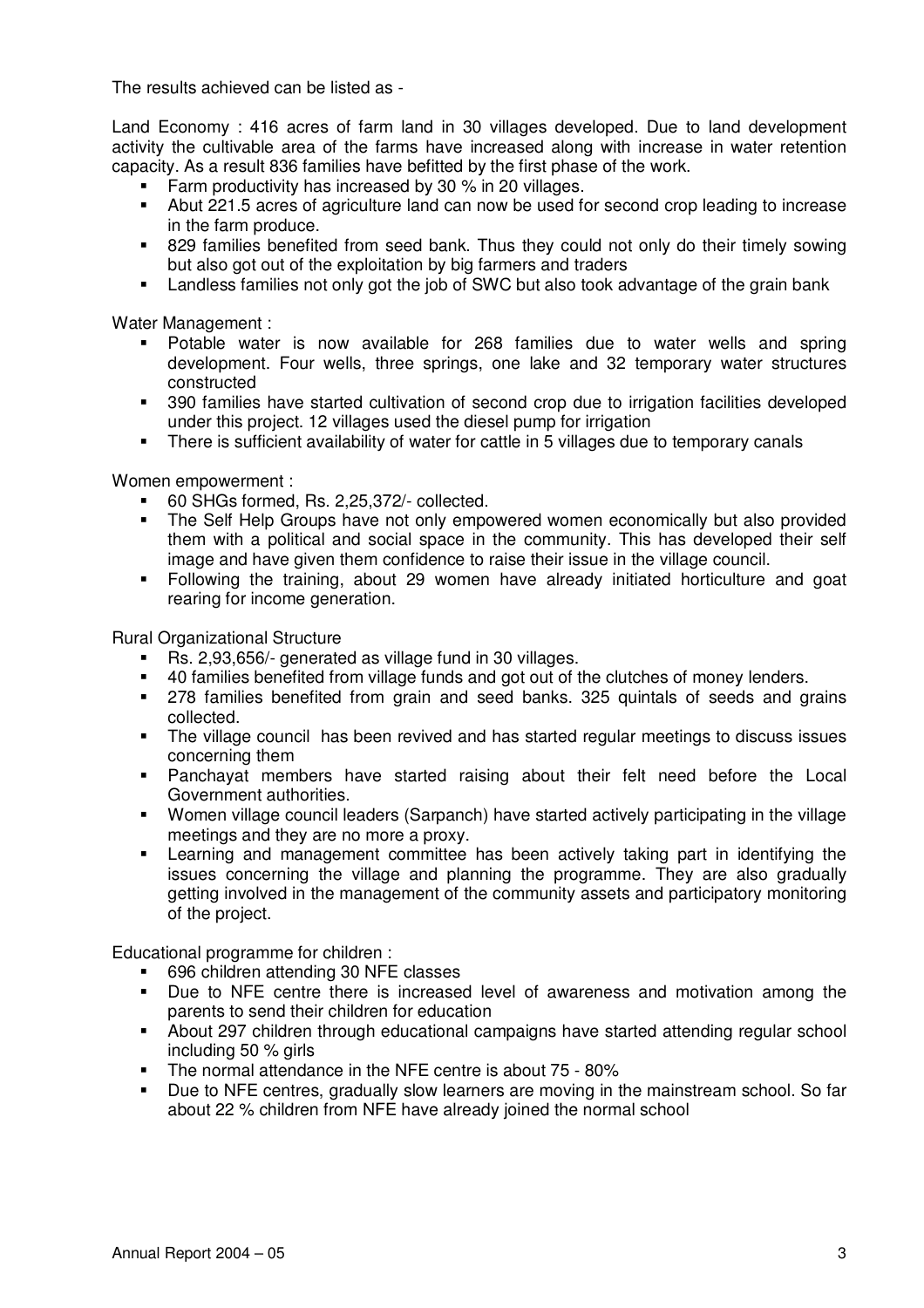The results achieved can be listed as -

Land Economy : 416 acres of farm land in 30 villages developed. Due to land development activity the cultivable area of the farms have increased along with increase in water retention capacity. As a result 836 families have befitted by the first phase of the work.

- Farm productivity has increased by 30 % in 20 villages.
- Abut 221.5 acres of agriculture land can now be used for second crop leading to increase in the farm produce.
- 829 families benefited from seed bank. Thus they could not only do their timely sowing but also got out of the exploitation by big farmers and traders
- Landless families not only got the job of SWC but also took advantage of the grain bank

Water Management :

- Potable water is now available for 268 families due to water wells and spring development. Four wells, three springs, one lake and 32 temporary water structures constructed
- 390 families have started cultivation of second crop due to irrigation facilities developed under this project. 12 villages used the diesel pump for irrigation
- There is sufficient availability of water for cattle in 5 villages due to temporary canals

Women empowerment :

- 60 SHGs formed, Rs. 2,25,372/- collected.
- The Self Help Groups have not only empowered women economically but also provided them with a political and social space in the community. This has developed their self image and have given them confidence to raise their issue in the village council.
- Following the training, about 29 women have already initiated horticulture and goat rearing for income generation.

Rural Organizational Structure

- Rs. 2,93,656/- generated as village fund in 30 villages.
- 40 families benefited from village funds and got out of the clutches of money lenders.
- 278 families benefited from grain and seed banks. 325 quintals of seeds and grains collected.
- The village council has been revived and has started regular meetings to discuss issues concerning them
- Panchayat members have started raising about their felt need before the Local Government authorities.
- Women village council leaders (Sarpanch) have started actively participating in the village meetings and they are no more a proxy.
- Learning and management committee has been actively taking part in identifying the issues concerning the village and planning the programme. They are also gradually getting involved in the management of the community assets and participatory monitoring of the project.

Educational programme for children :

- 696 children attending 30 NFE classes
- Due to NFE centre there is increased level of awareness and motivation among the parents to send their children for education
- About 297 children through educational campaigns have started attending regular school including 50 % girls
- The normal attendance in the NFE centre is about 75 - 80%
- Due to NFE centres, gradually slow learners are moving in the mainstream school. So far about 22 % children from NFE have already joined the normal school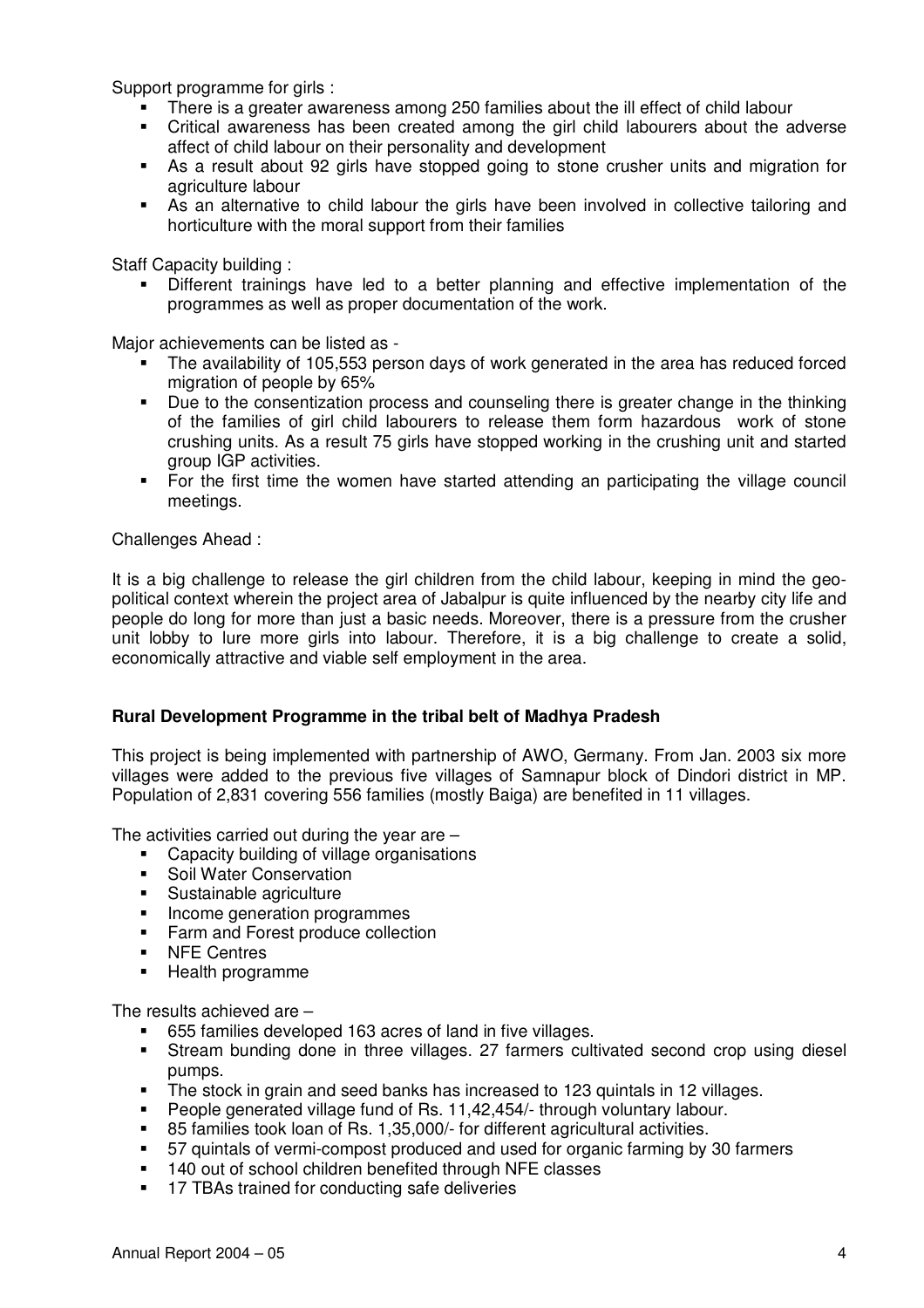Support programme for girls :

- There is a greater awareness among 250 families about the ill effect of child labour
- Critical awareness has been created among the girl child labourers about the adverse affect of child labour on their personality and development
- As a result about 92 girls have stopped going to stone crusher units and migration for agriculture labour
- As an alternative to child labour the girls have been involved in collective tailoring and horticulture with the moral support from their families

Staff Capacity building :

- Different trainings have led to a better planning and effective implementation of the programmes as well as proper documentation of the work.

Major achievements can be listed as -

- The availability of 105,553 person days of work generated in the area has reduced forced migration of people by 65%
- Due to the consentization process and counseling there is greater change in the thinking of the families of girl child labourers to release them form hazardous work of stone crushing units. As a result 75 girls have stopped working in the crushing unit and started group IGP activities.
- For the first time the women have started attending an participating the village council meetings.

Challenges Ahead :

It is a big challenge to release the girl children from the child labour, keeping in mind the geo-political context wherein the project area of Jabalpur is quite influenced by the nearby city life and people do long for more than just a basic needs. Moreover, there is a pressure from the crusher unit lobby to lure more girls into labour. Therefore, it is a big challenge to create a solid, economically attractive and viable self employment in the area.

**Rural Development Programme in the tribal belt of Madhya Pradesh**

This project is being implemented with partnership of AWO, Germany. From Jan. 2003 six more villages were added to the previous five villages of Samnapur block of Dindori district in MP. Population of 2,831 covering 556 families (mostly Baiga) are benefited in 11 villages.

The activities carried out during the year are –

- Capacity building of village organisations
- Soil Water Conservation
- Sustainable agriculture
- Income generation programmes
- Farm and Forest produce collection
- NFE Centres
- Health programme

The results achieved are –

- 655 families developed 163 acres of land in five villages.
- Stream bunding done in three villages. 27 farmers cultivated second crop using diesel pumps.
- The stock in grain and seed banks has increased to 123 quintals in 12 villages.
- People generated village fund of Rs. 11,42,454/- through voluntary labour.
- 85 families took loan of Rs. 1,35,000/- for different agricultural activities.
- 57 quintals of vermi-compost produced and used for organic farming by 30 farmers
- 140 out of school children benefited through NFE classes
- 17 TBAs trained for conducting safe deliveries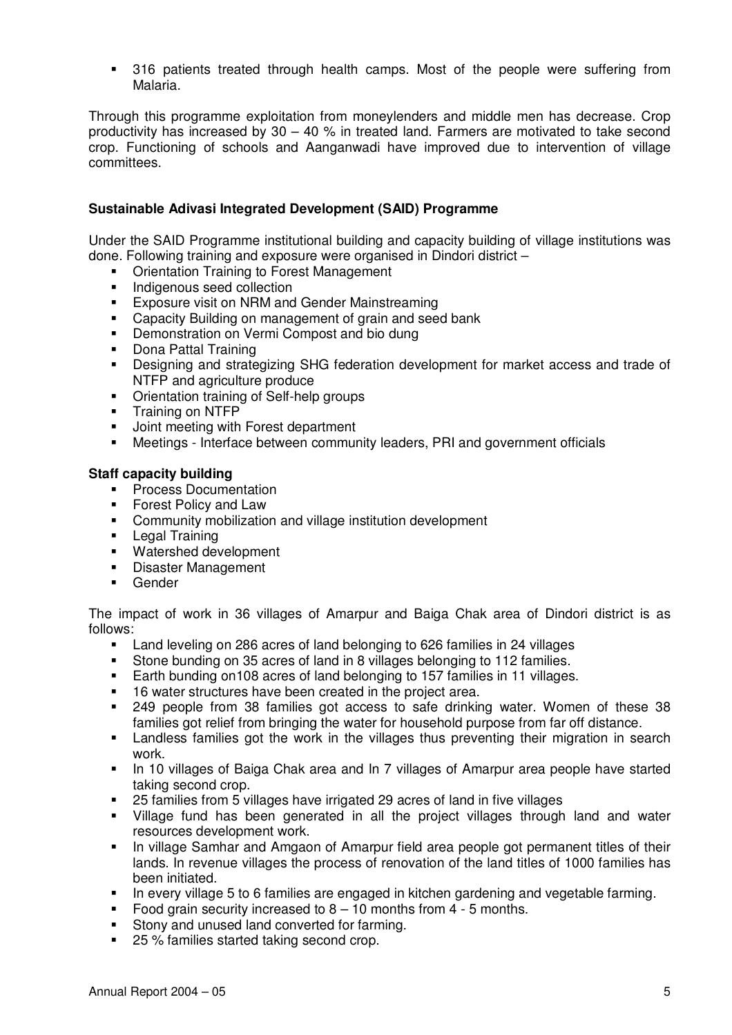- 316 patients treated through health camps. Most of the people were suffering from Malaria.

Through this programme exploitation from moneylenders and middle men has decrease. Crop productivity has increased by 30 – 40 % in treated land. Farmers are motivated to take second crop. Functioning of schools and Aanganwadi have improved due to intervention of village committees.

**Sustainable Adivasi Integrated Development (SAID) Programme**

Under the SAID Programme institutional building and capacity building of village institutions was done. Following training and exposure were organised in Dindori district –

- Orientation Training to Forest Management
- Indigenous seed collection
- Exposure visit on NRM and Gender Mainstreaming
- Capacity Building on management of grain and seed bank
- Demonstration on Vermi Compost and bio dung
- Dona Pattal Training
- Designing and strategizing SHG federation development for market access and trade of NTFP and agriculture produce
- Orientation training of Self-help groups
- Training on NTFP
- Joint meeting with Forest department
- Meetings - Interface between community leaders, PRI and government officials

**Staff capacity building**

- Process Documentation
- Forest Policy and Law
- Community mobilization and village institution development
- Legal Training
- Watershed development
- Disaster Management
- Gender

The impact of work in 36 villages of Amarpur and Baiga Chak area of Dindori district is as follows:

- Land leveling on 286 acres of land belonging to 626 families in 24 villages
- Stone bunding on 35 acres of land in 8 villages belonging to 112 families.
- Earth bunding on108 acres of land belonging to 157 families in 11 villages.
- 16 water structures have been created in the project area.
- 249 people from 38 families got access to safe drinking water. Women of these 38 families got relief from bringing the water for household purpose from far off distance.
- Landless families got the work in the villages thus preventing their migration in search work.
- In 10 villages of Baiga Chak area and In 7 villages of Amarpur area people have started taking second crop.
- 25 families from 5 villages have irrigated 29 acres of land in five villages
- Village fund has been generated in all the project villages through land and water resources development work.
- In village Samhar and Amgaon of Amarpur field area people got permanent titles of their lands. In revenue villages the process of renovation of the land titles of 1000 families has been initiated.
- In every village 5 to 6 families are engaged in kitchen gardening and vegetable farming.
- Food grain security increased to 8 – 10 months from 4 - 5 months.
- Stony and unused land converted for farming.
- 25 % families started taking second crop.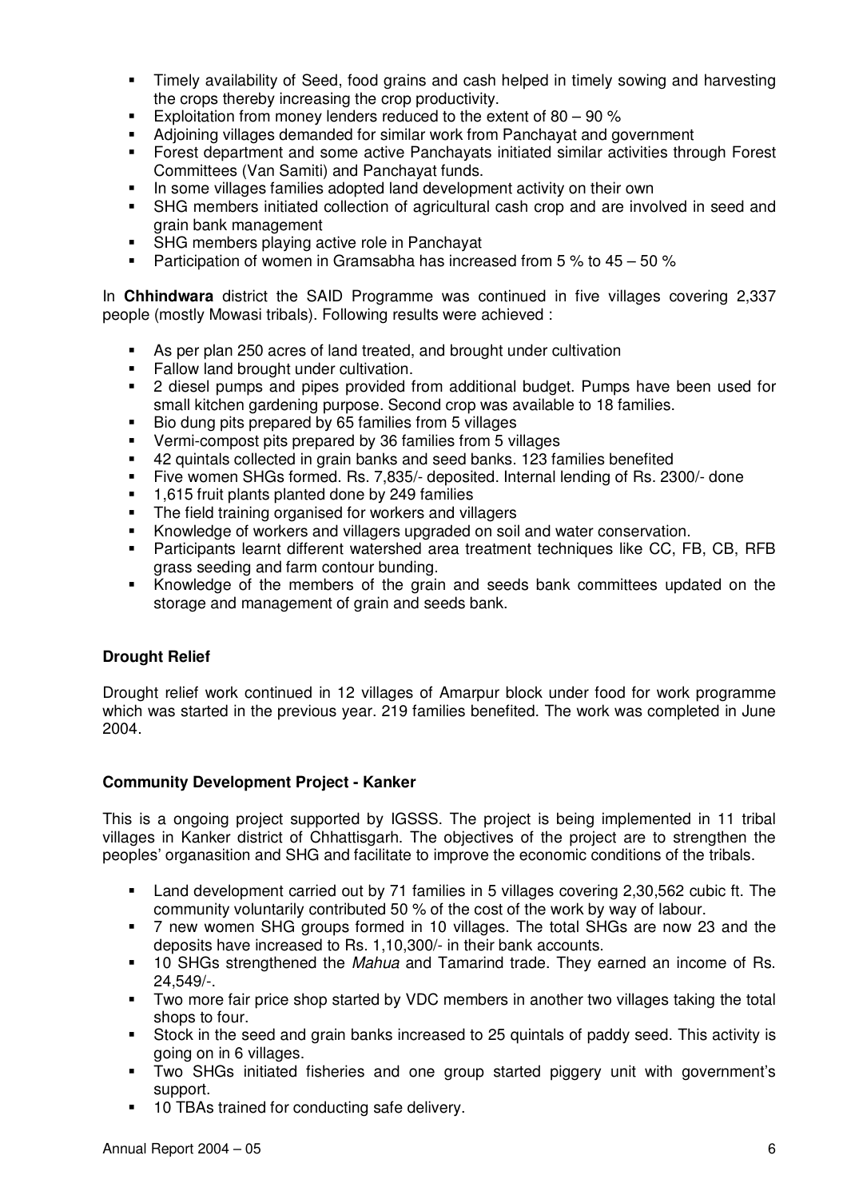- Timely availability of Seed, food grains and cash helped in timely sowing and harvesting the crops thereby increasing the crop productivity.
- Exploitation from money lenders reduced to the extent of 80 – 90 %
- Adjoining villages demanded for similar work from Panchayat and government
- Forest department and some active Panchayats initiated similar activities through Forest Committees (Van Samiti) and Panchayat funds.
- In some villages families adopted land development activity on their own
- SHG members initiated collection of agricultural cash crop and are involved in seed and grain bank management
- SHG members playing active role in Panchayat
- Participation of women in Gramsabha has increased from 5 % to 45 – 50 %

In **Chhindwara** district the SAID Programme was continued in five villages covering 2,337 people (mostly Mowasi tribals). Following results were achieved :

- As per plan 250 acres of land treated, and brought under cultivation
- Fallow land brought under cultivation.
- 2 diesel pumps and pipes provided from additional budget. Pumps have been used for small kitchen gardening purpose. Second crop was available to 18 families.
- Bio dung pits prepared by 65 families from 5 villages
- Vermi-compost pits prepared by 36 families from 5 villages
- 42 quintals collected in grain banks and seed banks. 123 families benefited
- Five women SHGs formed. Rs. 7,835/- deposited. Internal lending of Rs. 2300/- done
- 1,615 fruit plants planted done by 249 families
- The field training organised for workers and villagers
- Knowledge of workers and villagers upgraded on soil and water conservation.
- Participants learnt different watershed area treatment techniques like CC, FB, CB, RFB grass seeding and farm contour bunding.
- Knowledge of the members of the grain and seeds bank committees updated on the storage and management of grain and seeds bank.

### Drought Relief

Drought relief work continued in 12 villages of Amarpur block under food for work programme which was started in the previous year. 219 families benefited. The work was completed in June 2004.

### Community Development Project - Kanker

This is a ongoing project supported by IGSSS. The project is being implemented in 11 tribal villages in Kanker district of Chhattisgarh. The objectives of the project are to strengthen the peoples' organasition and SHG and facilitate to improve the economic conditions of the tribals.

- Land development carried out by 71 families in 5 villages covering 2,30,562 cubic ft. The community voluntarily contributed 50 % of the cost of the work by way of labour.
- 7 new women SHG groups formed in 10 villages. The total SHGs are now 23 and the deposits have increased to Rs. 1,10,300/- in their bank accounts.
- 10 SHGs strengthened the *Mahua* and Tamarind trade. They earned an income of Rs. 24,549/-.
- Two more fair price shop started by VDC members in another two villages taking the total shops to four.
- Stock in the seed and grain banks increased to 25 quintals of paddy seed. This activity is going on in 6 villages.
- Two SHGs initiated fisheries and one group started piggery unit with government's support.
- 10 TBAs trained for conducting safe delivery.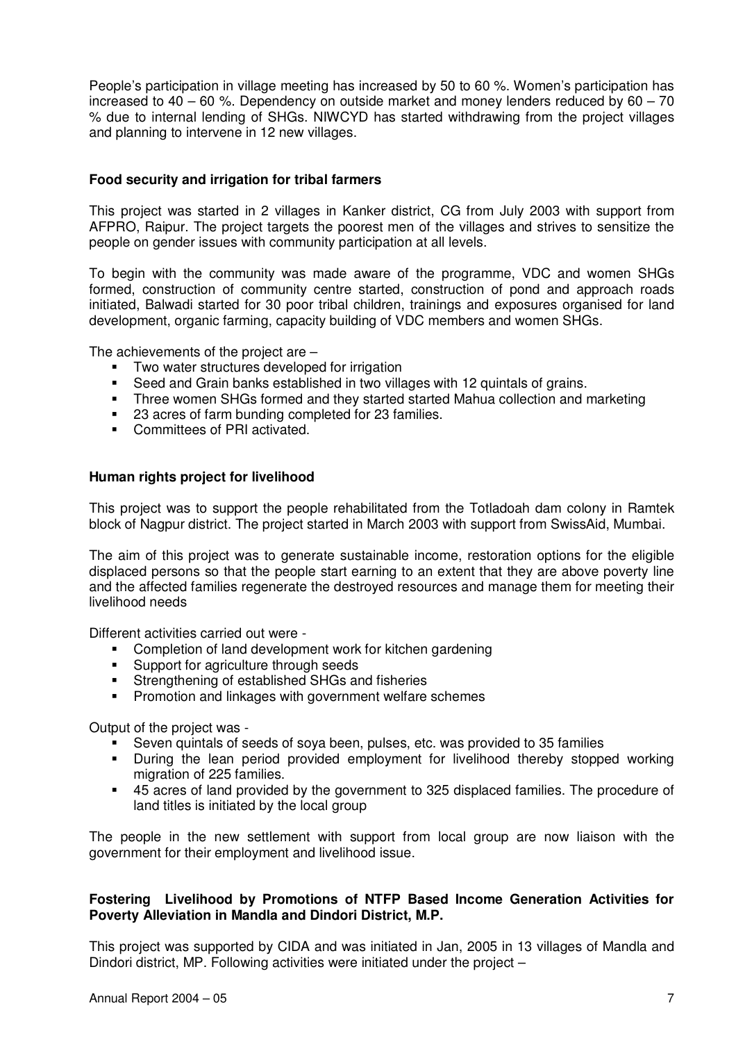People's participation in village meeting has increased by 50 to 60 %. Women's participation has increased to 40 – 60 %. Dependency on outside market and money lenders reduced by 60 – 70 % due to internal lending of SHGs. NIWCYD has started withdrawing from the project villages and planning to intervene in 12 new villages.

**Food security and irrigation for tribal farmers**

This project was started in 2 villages in Kanker district, CG from July 2003 with support from AFPRO, Raipur. The project targets the poorest men of the villages and strives to sensitize the people on gender issues with community participation at all levels.

To begin with the community was made aware of the programme, VDC and women SHGs formed, construction of community centre started, construction of pond and approach roads initiated, Balwadi started for 30 poor tribal children, trainings and exposures organised for land development, organic farming, capacity building of VDC members and women SHGs.

The achievements of the project are –

- Two water structures developed for irrigation
- Seed and Grain banks established in two villages with 12 quintals of grains.
- Three women SHGs formed and they started started Mahua collection and marketing
- 23 acres of farm bunding completed for 23 families.
- Committees of PRI activated.

**Human rights project for livelihood**

This project was to support the people rehabilitated from the Totladoah dam colony in Ramtek block of Nagpur district. The project started in March 2003 with support from SwissAid, Mumbai.

The aim of this project was to generate sustainable income, restoration options for the eligible displaced persons so that the people start earning to an extent that they are above poverty line and the affected families regenerate the destroyed resources and manage them for meeting their livelihood needs

Different activities carried out were -

- Completion of land development work for kitchen gardening
- Support for agriculture through seeds
- Strengthening of established SHGs and fisheries
- Promotion and linkages with government welfare schemes

Output of the project was -

- Seven quintals of seeds of soya been, pulses, etc. was provided to 35 families
- During the lean period provided employment for livelihood thereby stopped working migration of 225 families.
- 45 acres of land provided by the government to 325 displaced families. The procedure of land titles is initiated by the local group

The people in the new settlement with support from local group are now liaison with the government for their employment and livelihood issue.

**Fostering Livelihood by Promotions of NTFP Based Income Generation Activities for Poverty Alleviation in Mandla and Dindori District, M.P.**

This project was supported by CIDA and was initiated in Jan, 2005 in 13 villages of Mandla and Dindori district, MP. Following activities were initiated under the project –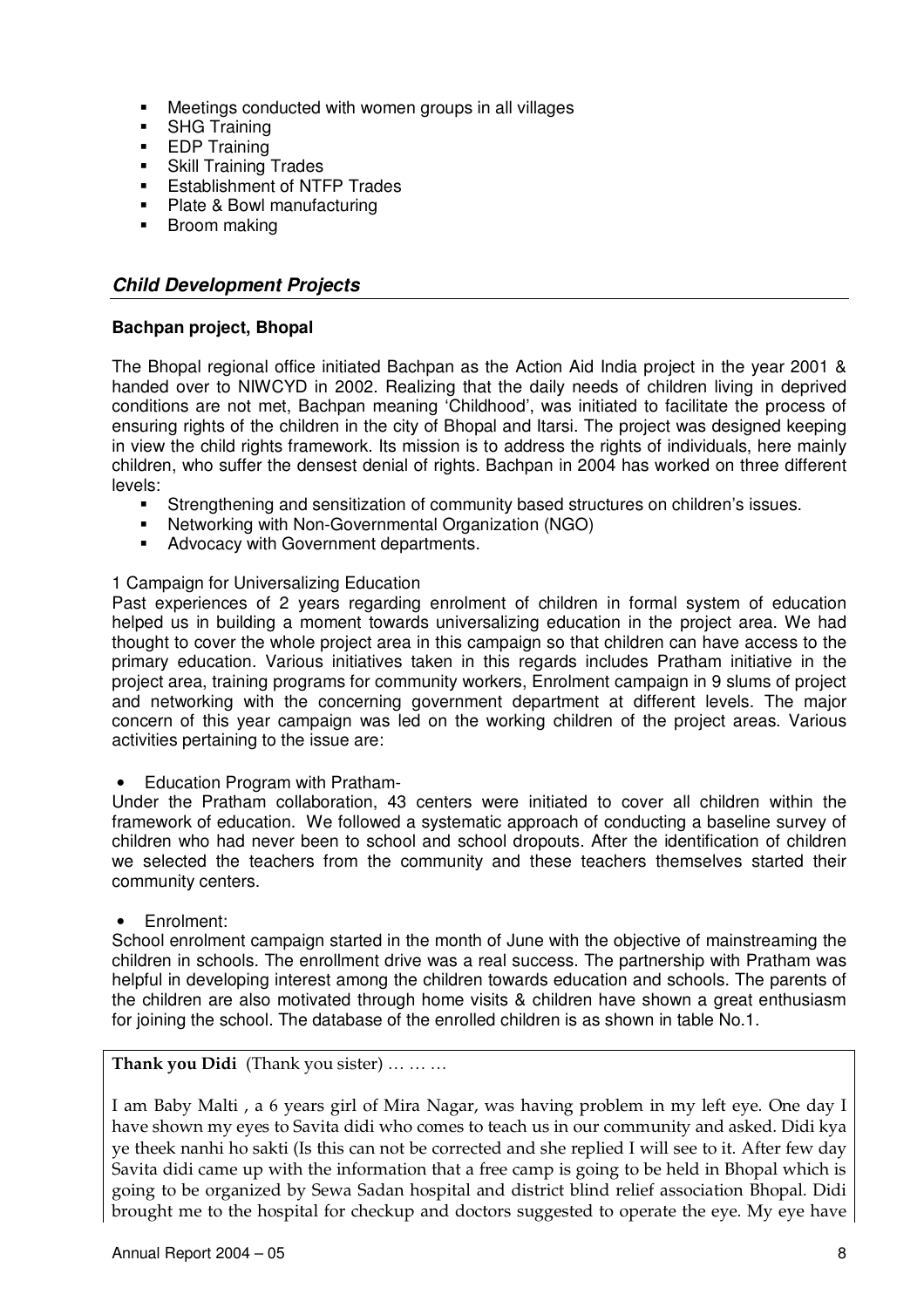- Meetings conducted with women groups in all villages
- SHG Training
- EDP Training
- Skill Training Trades
- Establishment of NTFP Trades
- Plate & Bowl manufacturing
- Broom making

## *Child Development Projects*

**Bachpan project, Bhopal**

The Bhopal regional office initiated Bachpan as the Action Aid India project in the year 2001 & handed over to NIWCYD in 2002. Realizing that the daily needs of children living in deprived conditions are not met, Bachpan meaning 'Childhood', was initiated to facilitate the process of ensuring rights of the children in the city of Bhopal and Itarsi. The project was designed keeping in view the child rights framework. Its mission is to address the rights of individuals, here mainly children, who suffer the densest denial of rights. Bachpan in 2004 has worked on three different levels:

- Strengthening and sensitization of community based structures on children's issues.
- Networking with Non-Governmental Organization (NGO)
- Advocacy with Government departments.

1 Campaign for Universalizing Education

Past experiences of 2 years regarding enrolment of children in formal system of education helped us in building a moment towards universalizing education in the project area. We had thought to cover the whole project area in this campaign so that children can have access to the primary education. Various initiatives taken in this regards includes Pratham initiative in the project area, training programs for community workers, Enrolment campaign in 9 slums of project and networking with the concerning government department at different levels. The major concern of this year campaign was led on the working children of the project areas. Various activities pertaining to the issue are:

- Education Program with Pratham-

Under the Pratham collaboration, 43 centers were initiated to cover all children within the framework of education. We followed a systematic approach of conducting a baseline survey of children who had never been to school and school dropouts. After the identification of children we selected the teachers from the community and these teachers themselves started their community centers.

- Enrolment:

School enrolment campaign started in the month of June with the objective of mainstreaming the children in schools. The enrollment drive was a real success. The partnership with Pratham was helpful in developing interest among the children towards education and schools. The parents of the children are also motivated through home visits & children have shown a great enthusiasm for joining the school. The database of the enrolled children is as shown in table No.1.

**Thank you Didi** (Thank you sister) … … …

I am Baby Malti , a 6 years girl of Mira Nagar, was having problem in my left eye. One day I have shown my eyes to Savita didi who comes to teach us in our community and asked. Didi kya ye theek nanhi ho sakti (Is this can not be corrected and she replied I will see to it. After few day Savita didi came up with the information that a free camp is going to be held in Bhopal which is going to be organized by Sewa Sadan hospital and district blind relief association Bhopal. Didi brought me to the hospital for checkup and doctors suggested to operate the eye. My eye have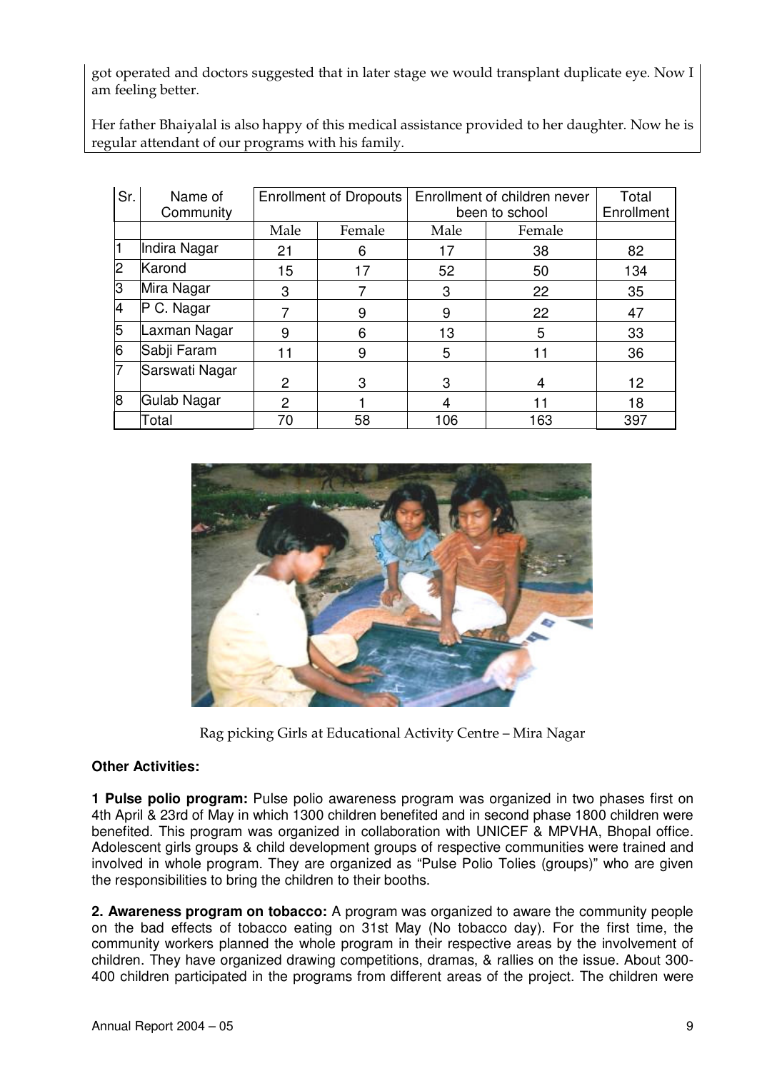got operated and doctors suggested that in later stage we would transplant duplicate eye. Now I am feeling better.

Her father Bhaiyalal is also happy of this medical assistance provided to her daughter. Now he is regular attendant of our programs with his family.

| Sr. | Name of Community | Enrollment of Dropouts | | Enrollment of children never been to school | | Total Enrollment |
|---|---|---|---|---|---|---|
| | | Male | Female | Male | Female | |
| 1 | Indira Nagar | 21 | 6 | 17 | 38 | 82 |
| 2 | Karond | 15 | 17 | 52 | 50 | 134 |
| 3 | Mira Nagar | 3 | 7 | 3 | 22 | 35 |
| 4 | P C. Nagar | 7 | 9 | 9 | 22 | 47 |
| 5 | Laxman Nagar | 9 | 6 | 13 | 5 | 33 |
| 6 | Sabji Faram | 11 | 9 | 5 | 11 | 36 |
| 7 | Sarswati Nagar | 2 | 3 | 3 | 4 | 12 |
| 8 | Gulab Nagar | 2 | 1 | 4 | 11 | 18 |
| | Total | 70 | 58 | 106 | 163 | 397 |

Rag picking Girls at Educational Activity Centre – Mira Nagar

**Other Activities:**

**1 Pulse polio program:** Pulse polio awareness program was organized in two phases first on 4th April & 23rd of May in which 1300 children benefited and in second phase 1800 children were benefited. This program was organized in collaboration with UNICEF & MPVHA, Bhopal office. Adolescent girls groups & child development groups of respective communities were trained and involved in whole program. They are organized as "Pulse Polio Tolies (groups)" who are given the responsibilities to bring the children to their booths.

**2. Awareness program on tobacco:** A program was organized to aware the community people on the bad effects of tobacco eating on 31st May (No tobacco day). For the first time, the community workers planned the whole program in their respective areas by the involvement of children. They have organized drawing competitions, dramas, & rallies on the issue. About 300-400 children participated in the programs from different areas of the project. The children were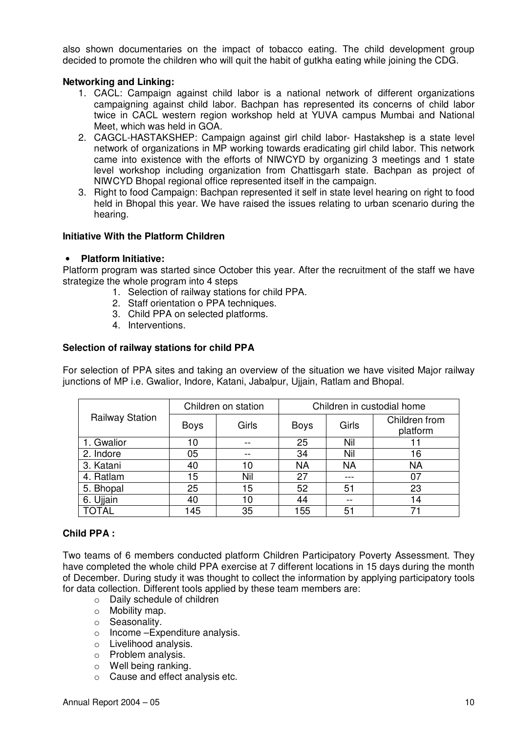also shown documentaries on the impact of tobacco eating. The child development group decided to promote the children who will quit the habit of gutkha eating while joining the CDG.

**Networking and Linking:**

1. CACL: Campaign against child labor is a national network of different organizations campaigning against child labor. Bachpan has represented its concerns of child labor twice in CACL western region workshop held at YUVA campus Mumbai and National Meet, which was held in GOA.
2. CAGCL-HASTAKSHEP: Campaign against girl child labor- Hastakshep is a state level network of organizations in MP working towards eradicating girl child labor. This network came into existence with the efforts of NIWCYD by organizing 3 meetings and 1 state level workshop including organization from Chattisgarh state. Bachpan as project of NIWCYD Bhopal regional office represented itself in the campaign.
3. Right to food Campaign: Bachpan represented it self in state level hearing on right to food held in Bhopal this year. We have raised the issues relating to urban scenario during the hearing.

**Initiative With the Platform Children**

- **Platform Initiative:**

Platform program was started since October this year. After the recruitment of the staff we have strategize the whole program into 4 steps

1. Selection of railway stations for child PPA.
2. Staff orientation o PPA techniques.
3. Child PPA on selected platforms.
4. Interventions.

**Selection of railway stations for child PPA**

For selection of PPA sites and taking an overview of the situation we have visited Major railway junctions of MP i.e. Gwalior, Indore, Katani, Jabalpur, Ujjain, Ratlam and Bhopal.

| Railway Station | Children on station | | Children in custodial home | | |
|---|---|---|---|---|---|
| | Boys | Girls | Boys | Girls | Children from platform |
| 1. Gwalior | 10 | -- | 25 | Nil | 11 |
| 2. Indore | 05 | -- | 34 | Nil | 16 |
| 3. Katani | 40 | 10 | NA | NA | NA |
| 4. Ratlam | 15 | Nil | 27 | --- | 07 |
| 5. Bhopal | 25 | 15 | 52 | 51 | 23 |
| 6. Ujjain | 40 | 10 | 44 | -- | 14 |
| TOTAL | 145 | 35 | 155 | 51 | 71 |

**Child PPA :**

Two teams of 6 members conducted platform Children Participatory Poverty Assessment. They have completed the whole child PPA exercise at 7 different locations in 15 days during the month of December. During study it was thought to collect the information by applying participatory tools for data collection. Different tools applied by these team members are:

- Daily schedule of children
- Mobility map.
- Seasonality.
- Income –Expenditure analysis.
- Livelihood analysis.
- Problem analysis.
- Well being ranking.
- Cause and effect analysis etc.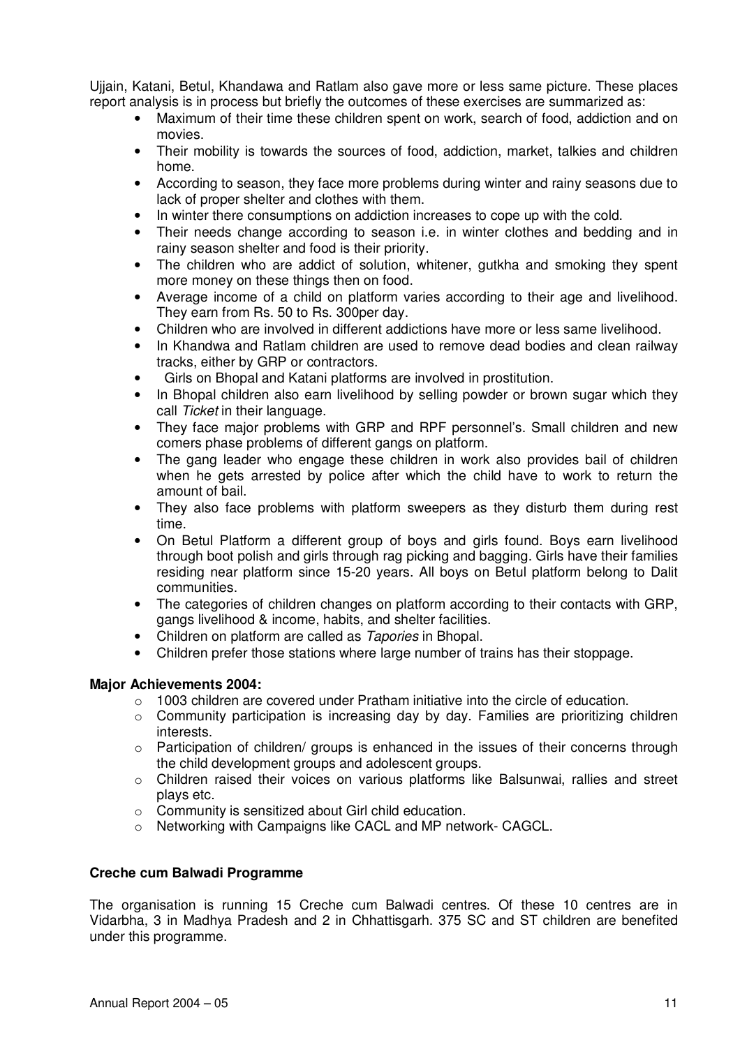Ujjain, Katani, Betul, Khandawa and Ratlam also gave more or less same picture. These places report analysis is in process but briefly the outcomes of these exercises are summarized as:

- Maximum of their time these children spent on work, search of food, addiction and on movies.
- Their mobility is towards the sources of food, addiction, market, talkies and children home.
- According to season, they face more problems during winter and rainy seasons due to lack of proper shelter and clothes with them.
- In winter there consumptions on addiction increases to cope up with the cold.
- Their needs change according to season i.e. in winter clothes and bedding and in rainy season shelter and food is their priority.
- The children who are addict of solution, whitener, gutkha and smoking they spent more money on these things then on food.
- Average income of a child on platform varies according to their age and livelihood. They earn from Rs. 50 to Rs. 300per day.
- Children who are involved in different addictions have more or less same livelihood.
- In Khandwa and Ratlam children are used to remove dead bodies and clean railway tracks, either by GRP or contractors.
- Girls on Bhopal and Katani platforms are involved in prostitution.
- In Bhopal children also earn livelihood by selling powder or brown sugar which they call *Ticket* in their language.
- They face major problems with GRP and RPF personnel's. Small children and new comers phase problems of different gangs on platform.
- The gang leader who engage these children in work also provides bail of children when he gets arrested by police after which the child have to work to return the amount of bail.
- They also face problems with platform sweepers as they disturb them during rest time.
- On Betul Platform a different group of boys and girls found. Boys earn livelihood through boot polish and girls through rag picking and bagging. Girls have their families residing near platform since 15-20 years. All boys on Betul platform belong to Dalit communities.
- The categories of children changes on platform according to their contacts with GRP, gangs livelihood & income, habits, and shelter facilities.
- Children on platform are called as *Tapories* in Bhopal.
- Children prefer those stations where large number of trains has their stoppage.

**Major Achievements 2004:**

- 1003 children are covered under Pratham initiative into the circle of education.
- Community participation is increasing day by day. Families are prioritizing children interests.
- Participation of children/ groups is enhanced in the issues of their concerns through the child development groups and adolescent groups.
- Children raised their voices on various platforms like Balsunwai, rallies and street plays etc.
- Community is sensitized about Girl child education.
- Networking with Campaigns like CACL and MP network- CAGCL.

**Creche cum Balwadi Programme**

The organisation is running 15 Creche cum Balwadi centres. Of these 10 centres are in Vidarbha, 3 in Madhya Pradesh and 2 in Chhattisgarh. 375 SC and ST children are benefited under this programme.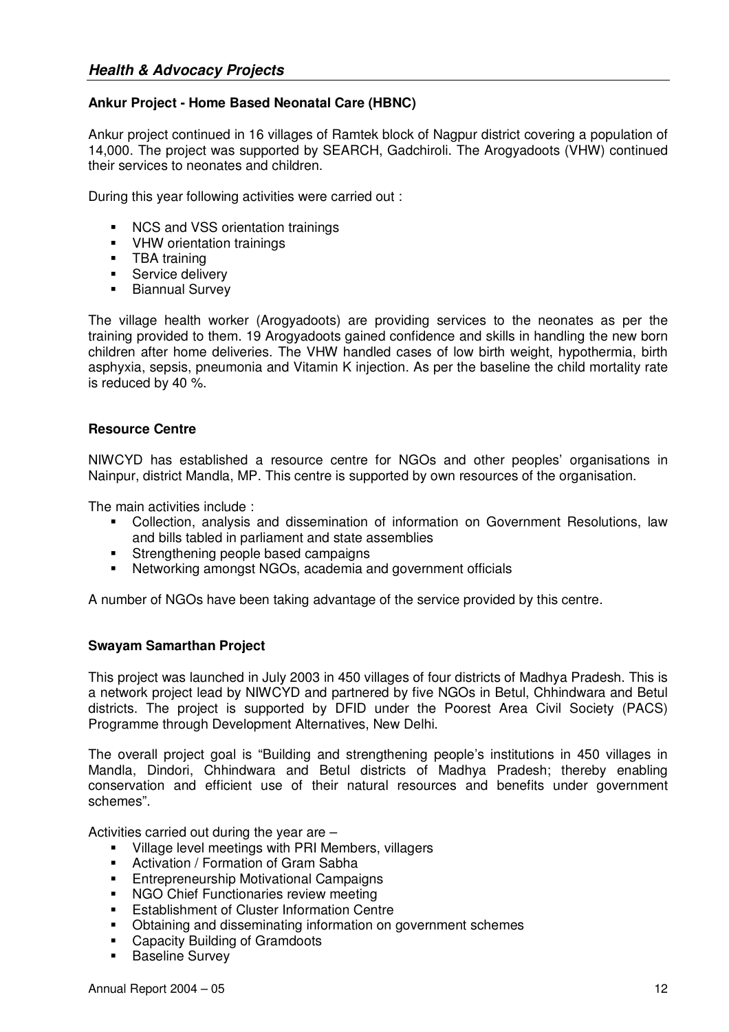## *Health & Advocacy Projects*

### Ankur Project - Home Based Neonatal Care (HBNC)

Ankur project continued in 16 villages of Ramtek block of Nagpur district covering a population of 14,000. The project was supported by SEARCH, Gadchiroli. The Arogyadoots (VHW) continued their services to neonates and children.

During this year following activities were carried out :

- NCS and VSS orientation trainings
- VHW orientation trainings
- TBA training
- Service delivery
- Biannual Survey

The village health worker (Arogyadoots) are providing services to the neonates as per the training provided to them. 19 Arogyadoots gained confidence and skills in handling the new born children after home deliveries. The VHW handled cases of low birth weight, hypothermia, birth asphyxia, sepsis, pneumonia and Vitamin K injection. As per the baseline the child mortality rate is reduced by 40 %.

### Resource Centre

NIWCYD has established a resource centre for NGOs and other peoples' organisations in Nainpur, district Mandla, MP. This centre is supported by own resources of the organisation.

The main activities include :

- Collection, analysis and dissemination of information on Government Resolutions, law and bills tabled in parliament and state assemblies
- Strengthening people based campaigns
- Networking amongst NGOs, academia and government officials

A number of NGOs have been taking advantage of the service provided by this centre.

### Swayam Samarthan Project

This project was launched in July 2003 in 450 villages of four districts of Madhya Pradesh. This is a network project lead by NIWCYD and partnered by five NGOs in Betul, Chhindwara and Betul districts. The project is supported by DFID under the Poorest Area Civil Society (PACS) Programme through Development Alternatives, New Delhi.

The overall project goal is "Building and strengthening people's institutions in 450 villages in Mandla, Dindori, Chhindwara and Betul districts of Madhya Pradesh; thereby enabling conservation and efficient use of their natural resources and benefits under government schemes".

Activities carried out during the year are –

- Village level meetings with PRI Members, villagers
- Activation / Formation of Gram Sabha
- Entrepreneurship Motivational Campaigns
- NGO Chief Functionaries review meeting
- Establishment of Cluster Information Centre
- Obtaining and disseminating information on government schemes
- Capacity Building of Gramdoots
- Baseline Survey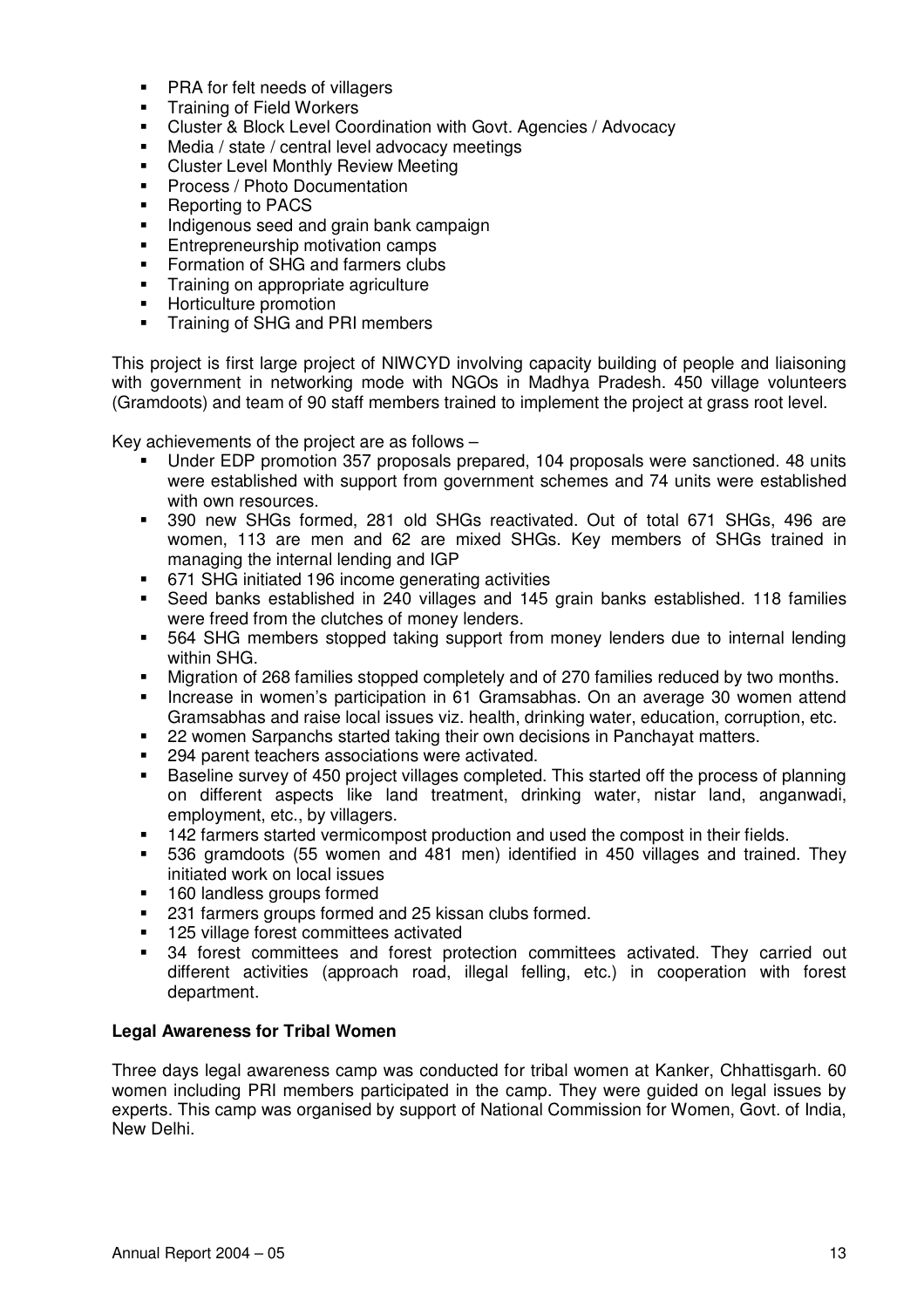- PRA for felt needs of villagers
- Training of Field Workers
- Cluster & Block Level Coordination with Govt. Agencies / Advocacy
- Media / state / central level advocacy meetings
- Cluster Level Monthly Review Meeting
- Process / Photo Documentation
- Reporting to PACS
- Indigenous seed and grain bank campaign
- Entrepreneurship motivation camps
- Formation of SHG and farmers clubs
- Training on appropriate agriculture
- Horticulture promotion
- Training of SHG and PRI members

This project is first large project of NIWCYD involving capacity building of people and liaisoning with government in networking mode with NGOs in Madhya Pradesh. 450 village volunteers (Gramdoots) and team of 90 staff members trained to implement the project at grass root level.

Key achievements of the project are as follows –

- Under EDP promotion 357 proposals prepared, 104 proposals were sanctioned. 48 units were established with support from government schemes and 74 units were established with own resources.
- 390 new SHGs formed, 281 old SHGs reactivated. Out of total 671 SHGs, 496 are women, 113 are men and 62 are mixed SHGs. Key members of SHGs trained in managing the internal lending and IGP
- 671 SHG initiated 196 income generating activities
- Seed banks established in 240 villages and 145 grain banks established. 118 families were freed from the clutches of money lenders.
- 564 SHG members stopped taking support from money lenders due to internal lending within SHG.
- Migration of 268 families stopped completely and of 270 families reduced by two months.
- Increase in women's participation in 61 Gramsabhas. On an average 30 women attend Gramsabhas and raise local issues viz. health, drinking water, education, corruption, etc.
- 22 women Sarpanchs started taking their own decisions in Panchayat matters.
- 294 parent teachers associations were activated.
- Baseline survey of 450 project villages completed. This started off the process of planning on different aspects like land treatment, drinking water, nistar land, anganwadi, employment, etc., by villagers.
- 142 farmers started vermicompost production and used the compost in their fields.
- 536 gramdoots (55 women and 481 men) identified in 450 villages and trained. They initiated work on local issues
- 160 landless groups formed
- 231 farmers groups formed and 25 kissan clubs formed.
- 125 village forest committees activated
- 34 forest committees and forest protection committees activated. They carried out different activities (approach road, illegal felling, etc.) in cooperation with forest department.

**Legal Awareness for Tribal Women**

Three days legal awareness camp was conducted for tribal women at Kanker, Chhattisgarh. 60 women including PRI members participated in the camp. They were guided on legal issues by experts. This camp was organised by support of National Commission for Women, Govt. of India, New Delhi.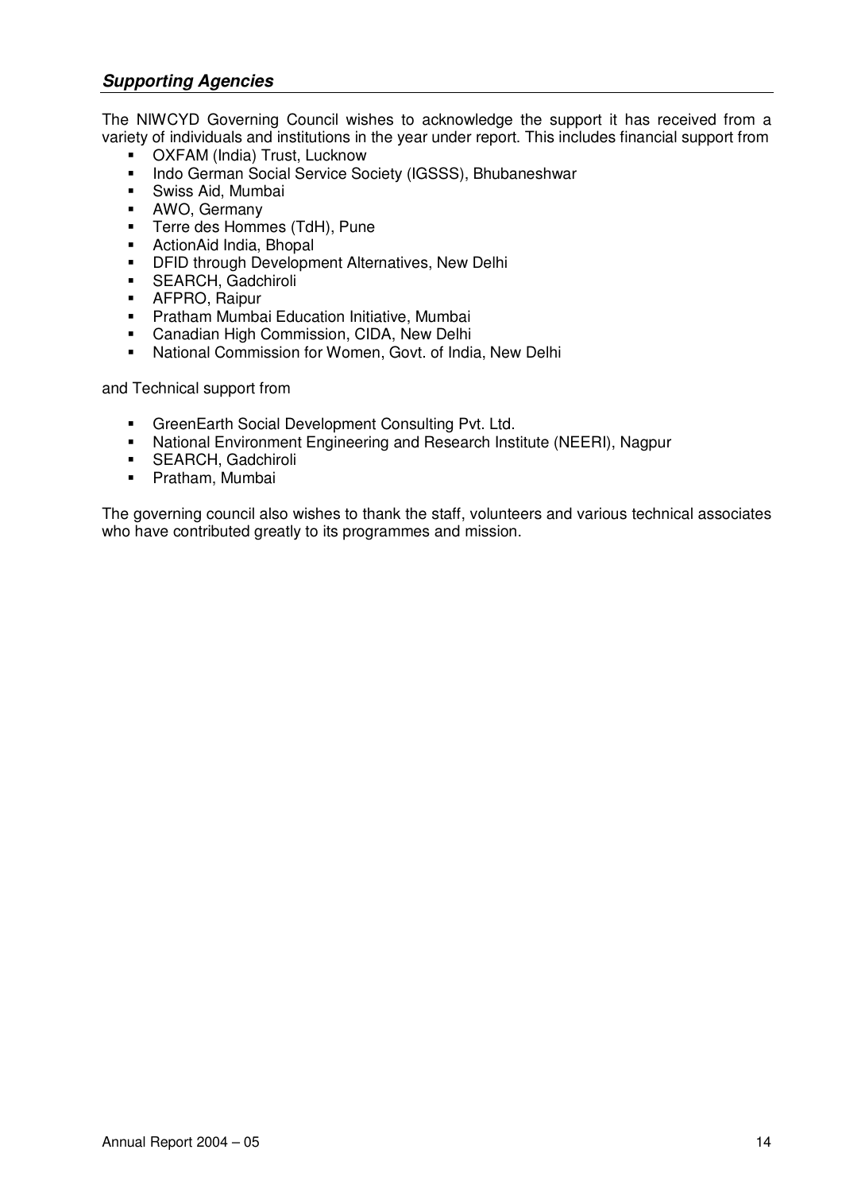## ***Supporting Agencies***

The NIWCYD Governing Council wishes to acknowledge the support it has received from a variety of individuals and institutions in the year under report. This includes financial support from

- OXFAM (India) Trust, Lucknow
- Indo German Social Service Society (IGSSS), Bhubaneshwar
- Swiss Aid, Mumbai
- AWO, Germany
- Terre des Hommes (TdH), Pune
- ActionAid India, Bhopal
- DFID through Development Alternatives, New Delhi
- SEARCH, Gadchiroli
- AFPRO, Raipur
- Pratham Mumbai Education Initiative, Mumbai
- Canadian High Commission, CIDA, New Delhi
- National Commission for Women, Govt. of India, New Delhi

and Technical support from

- GreenEarth Social Development Consulting Pvt. Ltd.
- National Environment Engineering and Research Institute (NEERI), Nagpur
- SEARCH, Gadchiroli
- Pratham, Mumbai

The governing council also wishes to thank the staff, volunteers and various technical associates who have contributed greatly to its programmes and mission.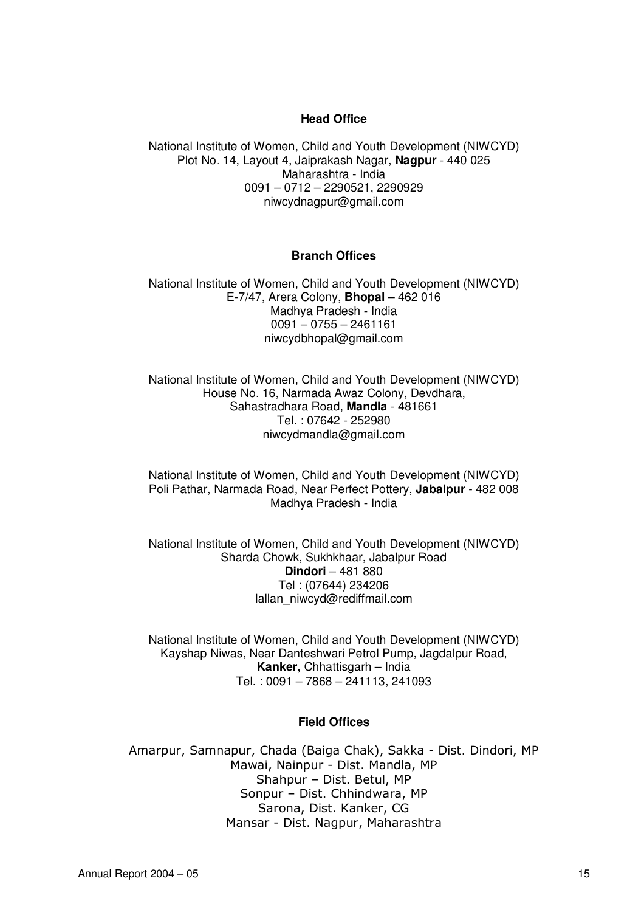## Head Office

National Institute of Women, Child and Youth Development (NIWCYD)
Plot No. 14, Layout 4, Jaiprakash Nagar, **Nagpur** - 440 025
Maharashtra - India
0091 – 0712 – 2290521, 2290929
niwcydnagpur@gmail.com

## Branch Offices

National Institute of Women, Child and Youth Development (NIWCYD)
E-7/47, Arera Colony, **Bhopal** – 462 016
Madhya Pradesh - India
0091 – 0755 – 2461161
niwcydbhopal@gmail.com

National Institute of Women, Child and Youth Development (NIWCYD)
House No. 16, Narmada Awaz Colony, Devdhara,
Sahastradhara Road, **Mandla** - 481661
Tel. : 07642 - 252980
niwcydmandla@gmail.com

National Institute of Women, Child and Youth Development (NIWCYD)
Poli Pathar, Narmada Road, Near Perfect Pottery, **Jabalpur** - 482 008
Madhya Pradesh - India

National Institute of Women, Child and Youth Development (NIWCYD)
Sharda Chowk, Sukhkhaar, Jabalpur Road
**Dindori** – 481 880
Tel : (07644) 234206
lallan_niwcyd@rediffmail.com

National Institute of Women, Child and Youth Development (NIWCYD)
Kayshap Niwas, Near Danteshwari Petrol Pump, Jagdalpur Road,
**Kanker,** Chhattisgarh – India
Tel. : 0091 – 7868 – 241113, 241093

## Field Offices

Amarpur, Samnapur, Chada (Baiga Chak), Sakka - Dist. Dindori, MP
Mawai, Nainpur - Dist. Mandla, MP
Shahpur – Dist. Betul, MP
Sonpur – Dist. Chhindwara, MP
Sarona, Dist. Kanker, CG
Mansar - Dist. Nagpur, Maharashtra